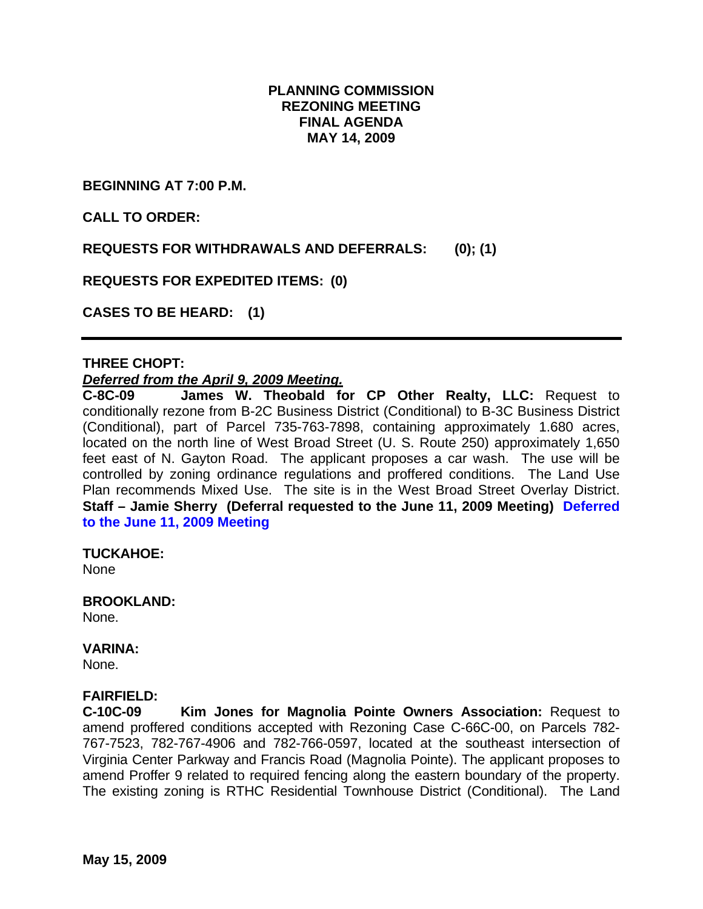# PLANNING COMMISSION
## REZONING MEETING
## FINAL AGENDA
## MAY 14, 2009

**BEGINNING AT 7:00 P.M.**

**CALL TO ORDER:**

**REQUESTS FOR WITHDRAWALS AND DEFERRALS: (0); (1)**

**REQUESTS FOR EXPEDITED ITEMS: (0)**

**CASES TO BE HEARD: (1)**

---

**THREE CHOPT:**

***Deferred from the April 9, 2009 Meeting.***

**C-8C-09 James W. Theobald for CP Other Realty, LLC:** Request to conditionally rezone from B-2C Business District (Conditional) to B-3C Business District (Conditional), part of Parcel 735-763-7898, containing approximately 1.680 acres, located on the north line of West Broad Street (U. S. Route 250) approximately 1,650 feet east of N. Gayton Road. The applicant proposes a car wash. The use will be controlled by zoning ordinance regulations and proffered conditions. The Land Use Plan recommends Mixed Use. The site is in the West Broad Street Overlay District. **Staff – Jamie Sherry (Deferral requested to the June 11, 2009 Meeting) Deferred to the June 11, 2009 Meeting**

**TUCKAHOE:**
None

**BROOKLAND:**
None.

**VARINA:**
None.

**FAIRFIELD:**

**C-10C-09 Kim Jones for Magnolia Pointe Owners Association:** Request to amend proffered conditions accepted with Rezoning Case C-66C-00, on Parcels 782-767-7523, 782-767-4906 and 782-766-0597, located at the southeast intersection of Virginia Center Parkway and Francis Road (Magnolia Pointe). The applicant proposes to amend Proffer 9 related to required fencing along the eastern boundary of the property. The existing zoning is RTHC Residential Townhouse District (Conditional). The Land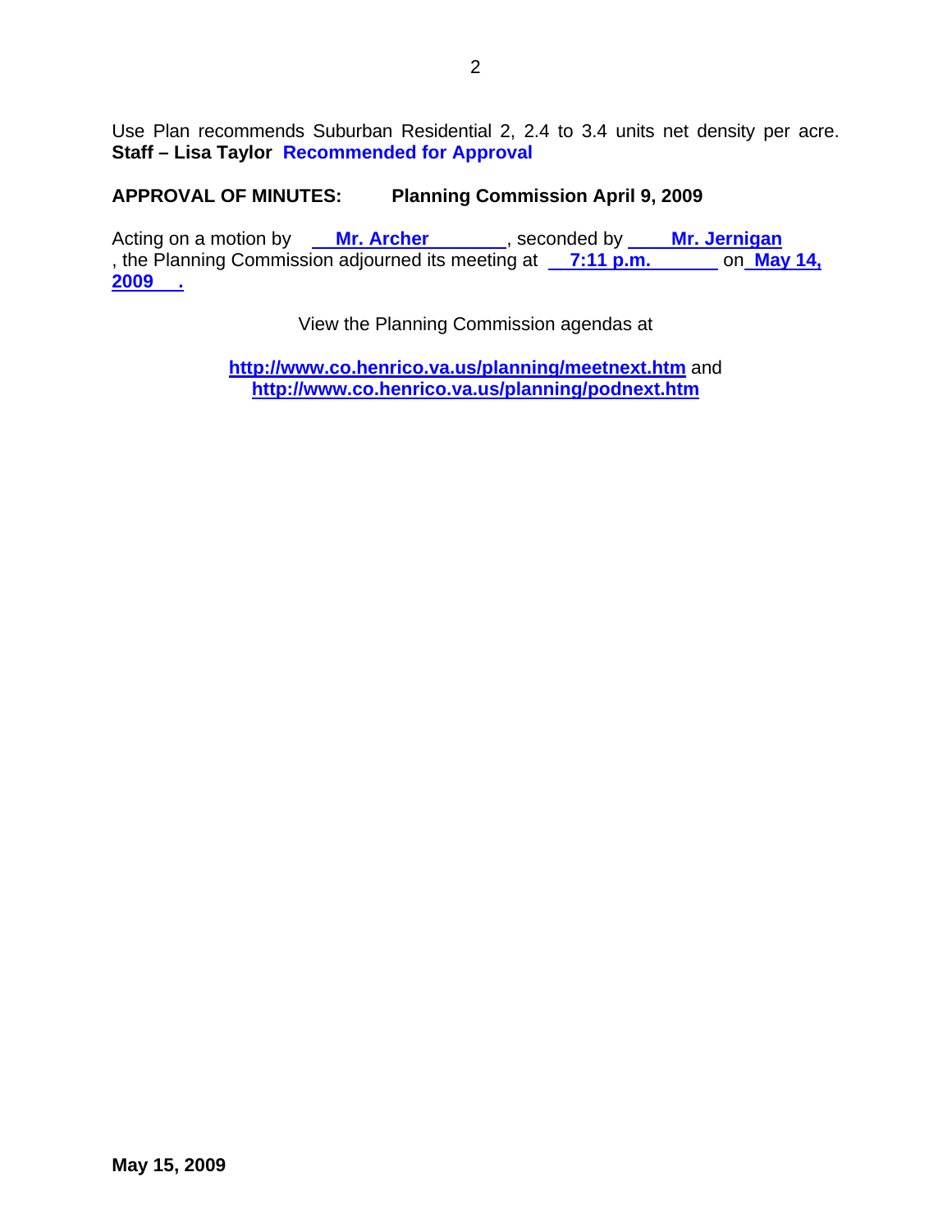Use Plan recommends Suburban Residential 2, 2.4 to 3.4 units net density per acre. **Staff – Lisa Taylor** **Recommended for Approval**

**APPROVAL OF MINUTES: Planning Commission April 9, 2009**

Acting on a motion by **Mr. Archer**, seconded by **Mr. Jernigan**, the Planning Commission adjourned its meeting at **7:11 p.m.** on **May 14, 2009**.

View the Planning Commission agendas at

**http://www.co.henrico.va.us/planning/meetnext.htm** and **http://www.co.henrico.va.us/planning/podnext.htm**

**May 15, 2009**